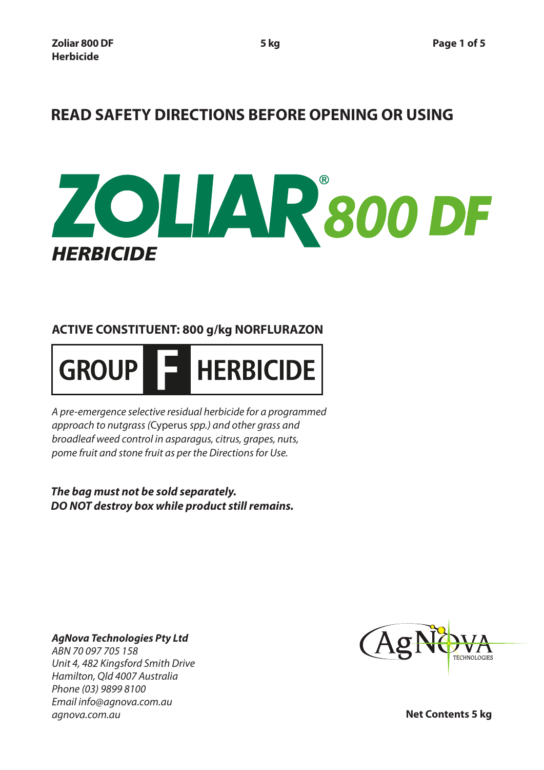# READ SAFETY DIRECTIONS BEFORE OPENING OR USING

# ZOLIAR® 800 DF

## HERBICIDE

**ACTIVE CONSTITUENT: 800 g/kg NORFLURAZON**

**GROUP F HERBICIDE**

*A pre-emergence selective residual herbicide for a programmed approach to nutgrass (*Cyperus *spp.) and other grass and broadleaf weed control in asparagus, citrus, grapes, nuts, pome fruit and stone fruit as per the Directions for Use.*

***The bag must not be sold separately.***
***DO NOT destroy box while product still remains.***

***AgNova Technologies Pty Ltd***
*ABN 70 097 705 158*
*Unit 4, 482 Kingsford Smith Drive*
*Hamilton, Qld 4007 Australia*
*Phone (03) 9899 8100*
*Email info@agnova.com.au*
*agnova.com.au*

AgNova TECHNOLOGIES

**Net Contents 5 kg**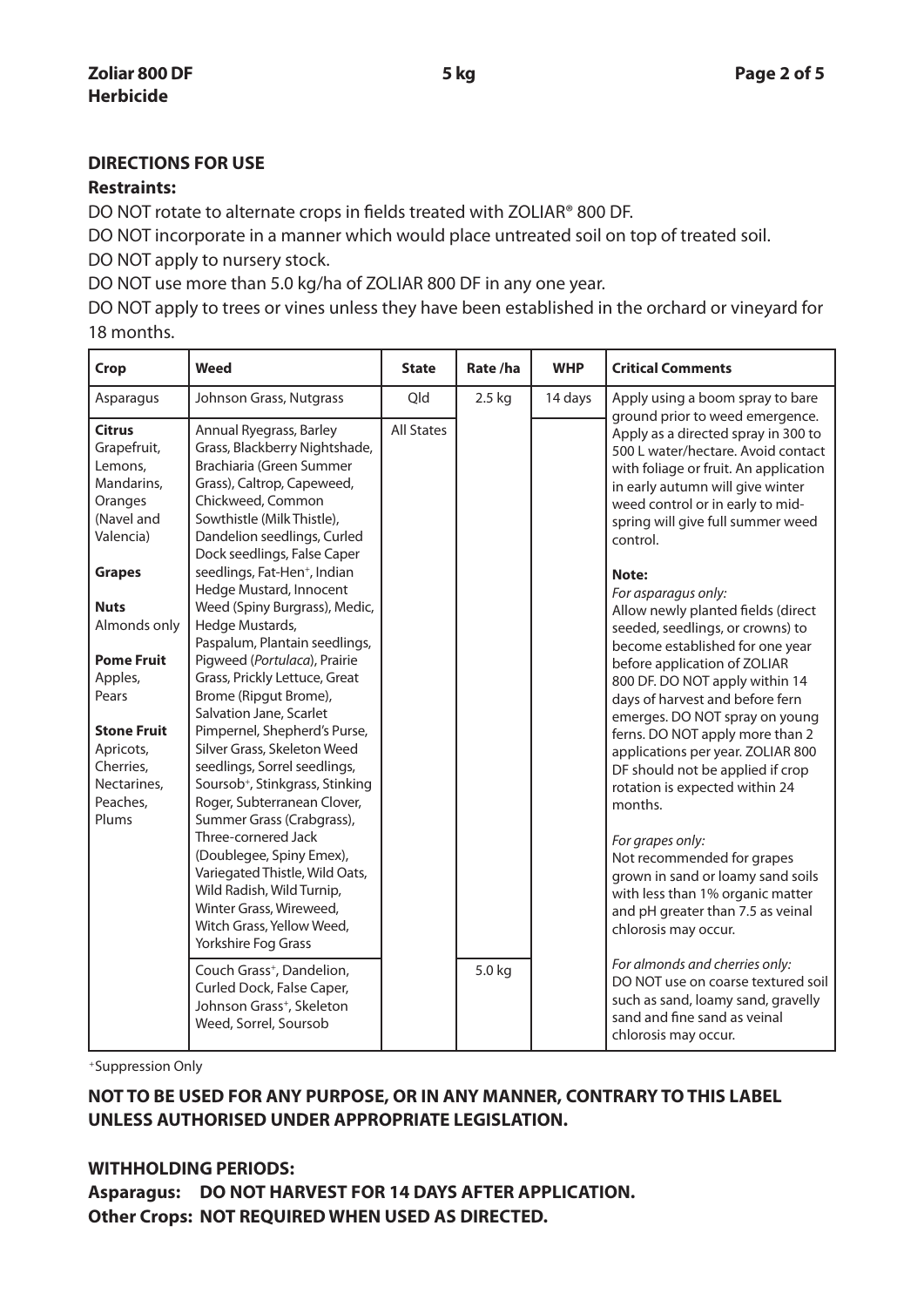## DIRECTIONS FOR USE

**Restraints:**

DO NOT rotate to alternate crops in fields treated with ZOLIAR® 800 DF.

DO NOT incorporate in a manner which would place untreated soil on top of treated soil.

DO NOT apply to nursery stock.

DO NOT use more than 5.0 kg/ha of ZOLIAR 800 DF in any one year.

DO NOT apply to trees or vines unless they have been established in the orchard or vineyard for 18 months.

| Crop | Weed | State | Rate /ha | WHP | Critical Comments |
|---|---|---|---|---|---|
| Asparagus | Johnson Grass, Nutgrass | Qld | 2.5 kg | 14 days | Apply using a boom spray to bare ground prior to weed emergence. Apply as a directed spray in 300 to 500 L water/hectare. Avoid contact with foliage or fruit. An application in early autumn will give winter weed control or in early to mid-spring will give full summer weed control.<br><br>**Note:**<br>*For asparagus only:*<br>Allow newly planted fields (direct seeded, seedlings, or crowns) to become established for one year before application of ZOLIAR 800 DF. DO NOT apply within 14 days of harvest and before fern emerges. DO NOT spray on young ferns. DO NOT apply more than 2 applications per year. ZOLIAR 800 DF should not be applied if crop rotation is expected within 24 months.<br><br>*For grapes only:*<br>Not recommended for grapes grown in sand or loamy sand soils with less than 1% organic matter and pH greater than 7.5 as veinal chlorosis may occur.<br><br>*For almonds and cherries only:*<br>DO NOT use on coarse textured soil such as sand, loamy sand, gravelly sand and fine sand as veinal chlorosis may occur. |
| **Citrus**<br>Grapefruit, Lemons, Mandarins, Oranges (Navel and Valencia)<br><br>**Grapes**<br><br>**Nuts**<br>Almonds only<br><br>**Pome Fruit**<br>Apples, Pears<br><br>**Stone Fruit**<br>Apricots, Cherries, Nectarines, Peaches, Plums | Annual Ryegrass, Barley Grass, Blackberry Nightshade, Brachiaria (Green Summer Grass), Caltrop, Capeweed, Chickweed, Common Sowthistle (Milk Thistle), Dandelion seedlings, Curled Dock seedlings, False Caper seedlings, Fat-Hen+, Indian Hedge Mustard, Innocent Weed (Spiny Burgrass), Medic, Hedge Mustards, Paspalum, Plantain seedlings, Pigweed (*Portulaca*), Prairie Grass, Prickly Lettuce, Great Brome (Ripgut Brome), Salvation Jane, Scarlet Pimpernel, Shepherd's Purse, Silver Grass, Skeleton Weed seedlings, Sorrel seedlings, Soursob+, Stinkgrass, Stinking Roger, Subterranean Clover, Summer Grass (Crabgrass), Three-cornered Jack (Doublegee, Spiny Emex), Variegated Thistle, Wild Oats, Wild Radish, Wild Turnip, Winter Grass, Wireweed, Witch Grass, Yellow Weed, Yorkshire Fog Grass | All States | 2.5 kg | | |
| | Couch Grass+, Dandelion, Curled Dock, False Caper, Johnson Grass+, Skeleton Weed, Sorrel, Soursob | | 5.0 kg | | |

+Suppression Only

**NOT TO BE USED FOR ANY PURPOSE, OR IN ANY MANNER, CONTRARY TO THIS LABEL UNLESS AUTHORISED UNDER APPROPRIATE LEGISLATION.**

**WITHHOLDING PERIODS:**

**Asparagus: DO NOT HARVEST FOR 14 DAYS AFTER APPLICATION.**

**Other Crops: NOT REQUIRED WHEN USED AS DIRECTED.**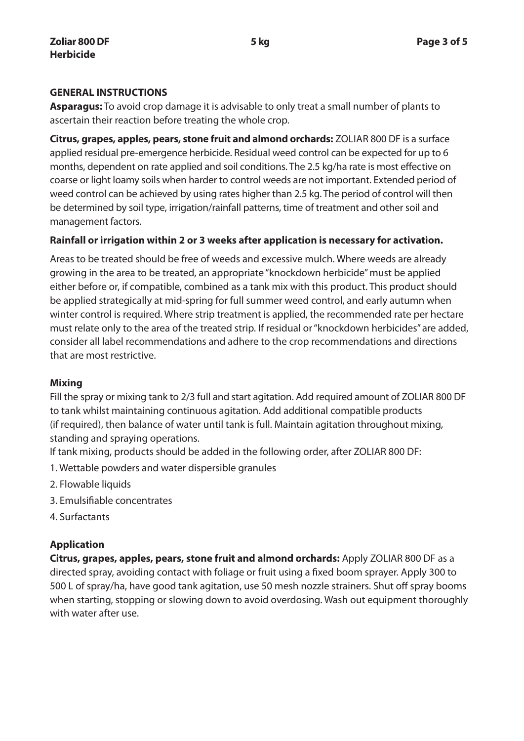## GENERAL INSTRUCTIONS

**Asparagus:** To avoid crop damage it is advisable to only treat a small number of plants to ascertain their reaction before treating the whole crop.

**Citrus, grapes, apples, pears, stone fruit and almond orchards:** ZOLIAR 800 DF is a surface applied residual pre-emergence herbicide. Residual weed control can be expected for up to 6 months, dependent on rate applied and soil conditions. The 2.5 kg/ha rate is most effective on coarse or light loamy soils when harder to control weeds are not important. Extended period of weed control can be achieved by using rates higher than 2.5 kg. The period of control will then be determined by soil type, irrigation/rainfall patterns, time of treatment and other soil and management factors.

**Rainfall or irrigation within 2 or 3 weeks after application is necessary for activation.**

Areas to be treated should be free of weeds and excessive mulch. Where weeds are already growing in the area to be treated, an appropriate "knockdown herbicide" must be applied either before or, if compatible, combined as a tank mix with this product. This product should be applied strategically at mid-spring for full summer weed control, and early autumn when winter control is required. Where strip treatment is applied, the recommended rate per hectare must relate only to the area of the treated strip. If residual or "knockdown herbicides" are added, consider all label recommendations and adhere to the crop recommendations and directions that are most restrictive.

### Mixing

Fill the spray or mixing tank to 2/3 full and start agitation. Add required amount of ZOLIAR 800 DF to tank whilst maintaining continuous agitation. Add additional compatible products (if required), then balance of water until tank is full. Maintain agitation throughout mixing, standing and spraying operations.

If tank mixing, products should be added in the following order, after ZOLIAR 800 DF:

1. Wettable powders and water dispersible granules
2. Flowable liquids
3. Emulsifiable concentrates
4. Surfactants

### Application

**Citrus, grapes, apples, pears, stone fruit and almond orchards:** Apply ZOLIAR 800 DF as a directed spray, avoiding contact with foliage or fruit using a fixed boom sprayer. Apply 300 to 500 L of spray/ha, have good tank agitation, use 50 mesh nozzle strainers. Shut off spray booms when starting, stopping or slowing down to avoid overdosing. Wash out equipment thoroughly with water after use.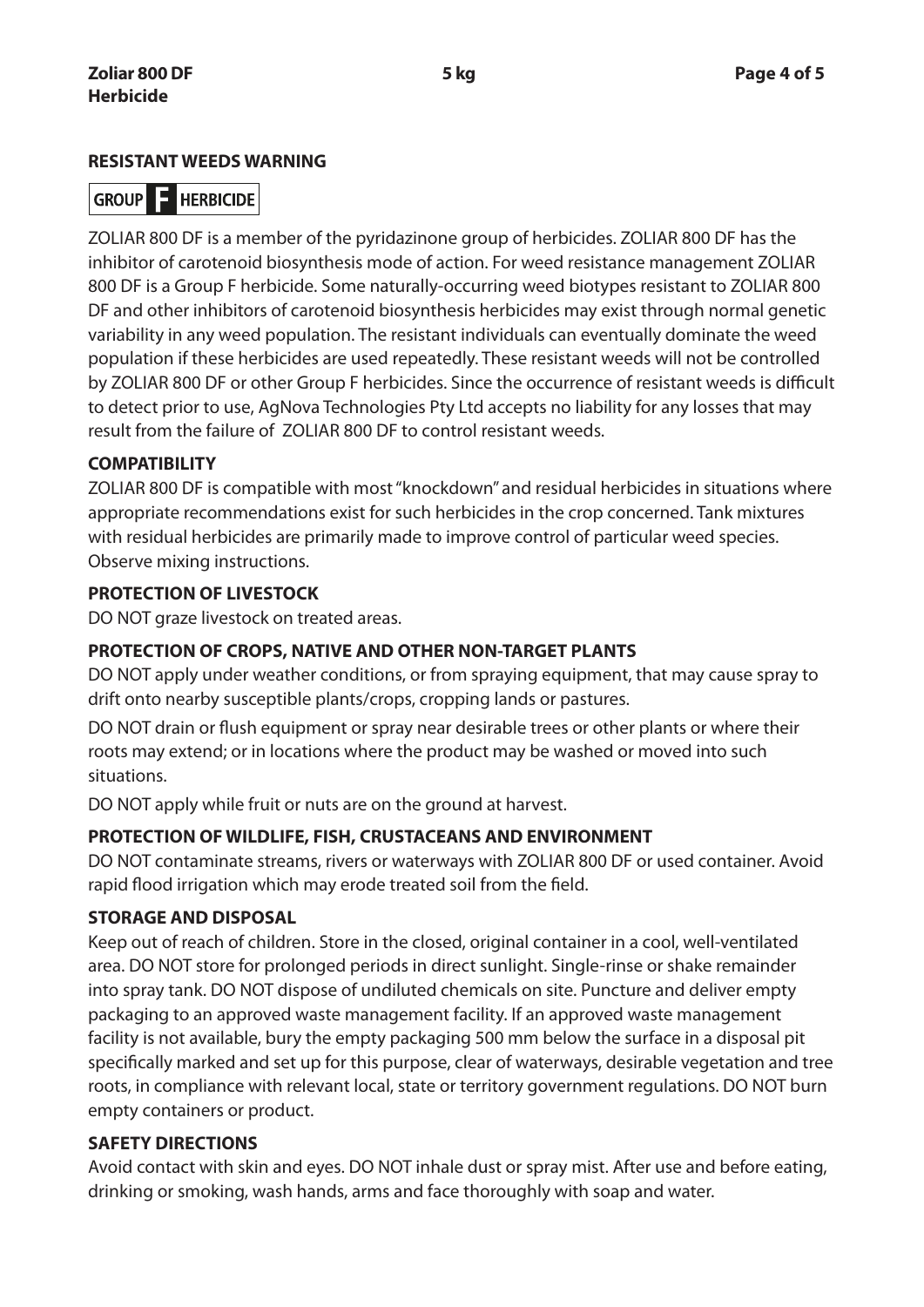## RESISTANT WEEDS WARNING

**GROUP F HERBICIDE**

ZOLIAR 800 DF is a member of the pyridazinone group of herbicides. ZOLIAR 800 DF has the inhibitor of carotenoid biosynthesis mode of action. For weed resistance management ZOLIAR 800 DF is a Group F herbicide. Some naturally-occurring weed biotypes resistant to ZOLIAR 800 DF and other inhibitors of carotenoid biosynthesis herbicides may exist through normal genetic variability in any weed population. The resistant individuals can eventually dominate the weed population if these herbicides are used repeatedly. These resistant weeds will not be controlled by ZOLIAR 800 DF or other Group F herbicides. Since the occurrence of resistant weeds is difficult to detect prior to use, AgNova Technologies Pty Ltd accepts no liability for any losses that may result from the failure of ZOLIAR 800 DF to control resistant weeds.

## COMPATIBILITY

ZOLIAR 800 DF is compatible with most "knockdown" and residual herbicides in situations where appropriate recommendations exist for such herbicides in the crop concerned. Tank mixtures with residual herbicides are primarily made to improve control of particular weed species. Observe mixing instructions.

## PROTECTION OF LIVESTOCK

DO NOT graze livestock on treated areas.

## PROTECTION OF CROPS, NATIVE AND OTHER NON-TARGET PLANTS

DO NOT apply under weather conditions, or from spraying equipment, that may cause spray to drift onto nearby susceptible plants/crops, cropping lands or pastures.

DO NOT drain or flush equipment or spray near desirable trees or other plants or where their roots may extend; or in locations where the product may be washed or moved into such situations.

DO NOT apply while fruit or nuts are on the ground at harvest.

## PROTECTION OF WILDLIFE, FISH, CRUSTACEANS AND ENVIRONMENT

DO NOT contaminate streams, rivers or waterways with ZOLIAR 800 DF or used container. Avoid rapid flood irrigation which may erode treated soil from the field.

## STORAGE AND DISPOSAL

Keep out of reach of children. Store in the closed, original container in a cool, well-ventilated area. DO NOT store for prolonged periods in direct sunlight. Single-rinse or shake remainder into spray tank. DO NOT dispose of undiluted chemicals on site. Puncture and deliver empty packaging to an approved waste management facility. If an approved waste management facility is not available, bury the empty packaging 500 mm below the surface in a disposal pit specifically marked and set up for this purpose, clear of waterways, desirable vegetation and tree roots, in compliance with relevant local, state or territory government regulations. DO NOT burn empty containers or product.

## SAFETY DIRECTIONS

Avoid contact with skin and eyes. DO NOT inhale dust or spray mist. After use and before eating, drinking or smoking, wash hands, arms and face thoroughly with soap and water.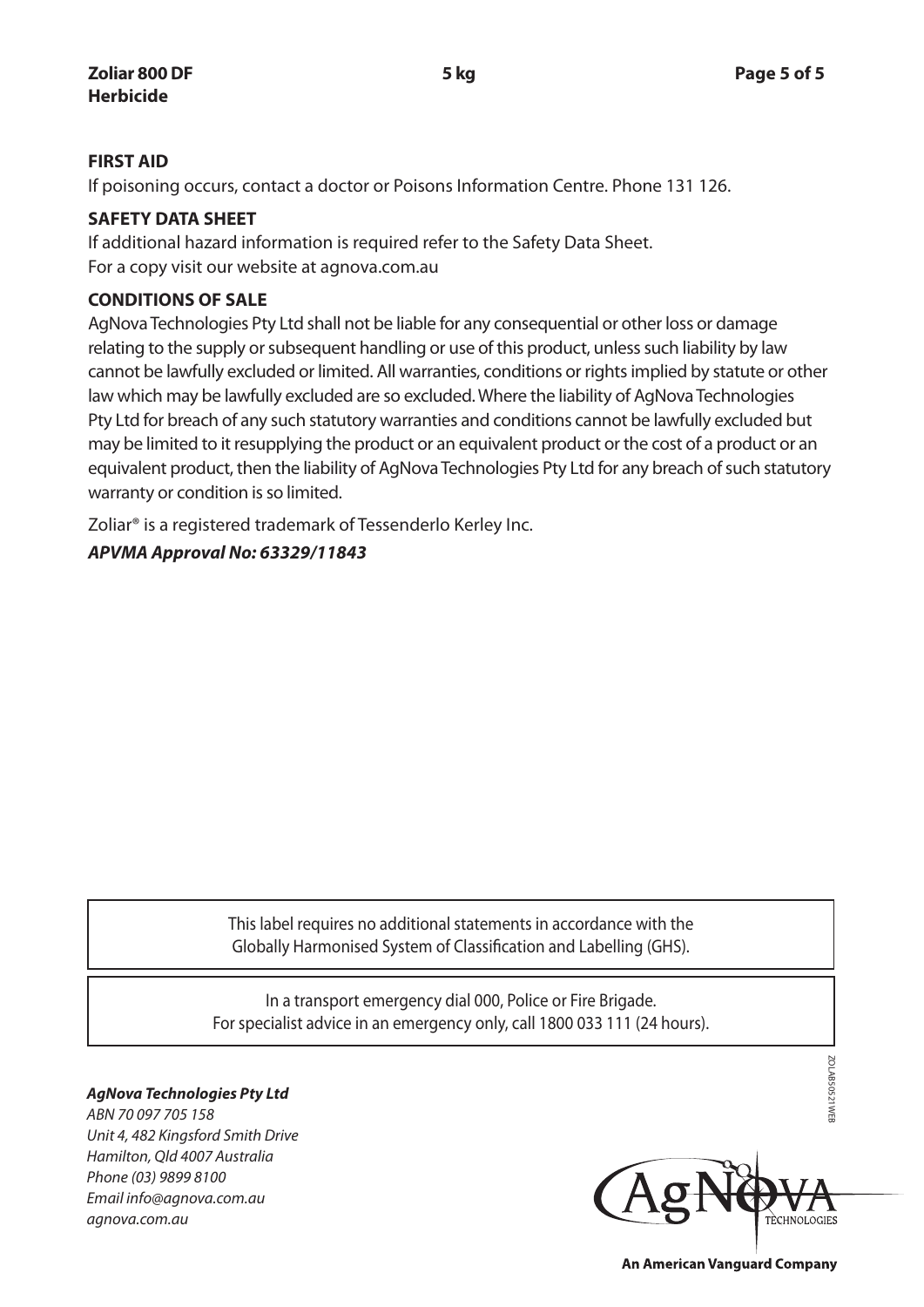## FIRST AID

If poisoning occurs, contact a doctor or Poisons Information Centre. Phone 131 126.

## SAFETY DATA SHEET

If additional hazard information is required refer to the Safety Data Sheet.
For a copy visit our website at agnova.com.au

## CONDITIONS OF SALE

AgNova Technologies Pty Ltd shall not be liable for any consequential or other loss or damage relating to the supply or subsequent handling or use of this product, unless such liability by law cannot be lawfully excluded or limited. All warranties, conditions or rights implied by statute or other law which may be lawfully excluded are so excluded. Where the liability of AgNova Technologies Pty Ltd for breach of any such statutory warranties and conditions cannot be lawfully excluded but may be limited to it resupplying the product or an equivalent product or the cost of a product or an equivalent product, then the liability of AgNova Technologies Pty Ltd for any breach of such statutory warranty or condition is so limited.

Zoliar® is a registered trademark of Tessenderlo Kerley Inc.

***APVMA Approval No: 63329/11843***

This label requires no additional statements in accordance with the Globally Harmonised System of Classification and Labelling (GHS).

In a transport emergency dial 000, Police or Fire Brigade.
For specialist advice in an emergency only, call 1800 033 111 (24 hours).

***AgNova Technologies Pty Ltd***
*ABN 70 097 705 158*
*Unit 4, 482 Kingsford Smith Drive*
*Hamilton, Qld 4007 Australia*
*Phone (03) 9899 8100*
*Email info@agnova.com.au*
*agnova.com.au*

ZOLAB5 0521WEB

AgNova Technologies

**An American Vanguard Company**